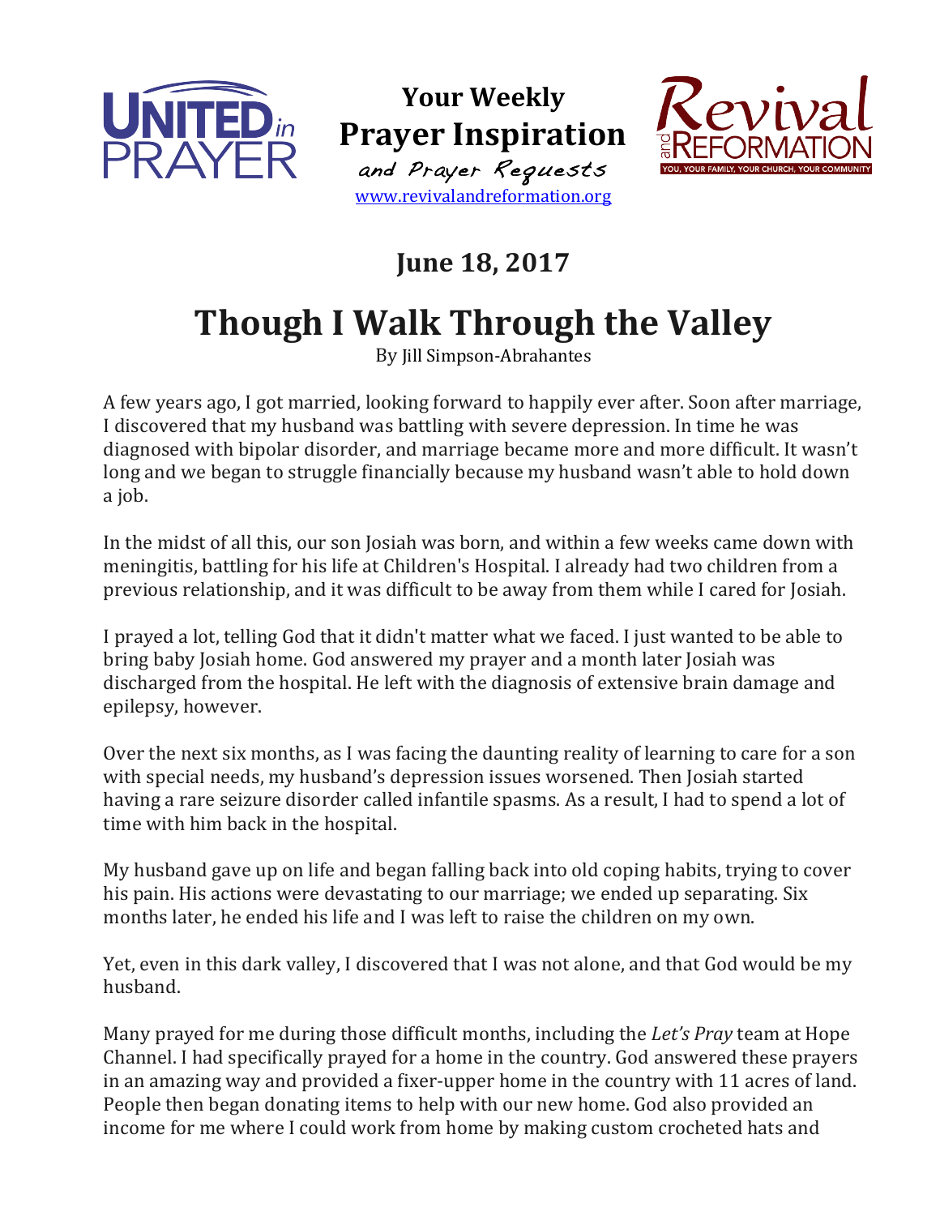UNITED *in* PRAYER

**Your Weekly**
**Prayer Inspiration**
*and Prayer Requests*
[www.revivalandreformation.org](http://www.revivalandreformation.org)

Revival and REFORMATION
YOU, YOUR FAMILY, YOUR CHURCH, YOUR COMMUNITY

## June 18, 2017

# Though I Walk Through the Valley

By Jill Simpson-Abrahantes

A few years ago, I got married, looking forward to happily ever after. Soon after marriage, I discovered that my husband was battling with severe depression. In time he was diagnosed with bipolar disorder, and marriage became more and more difficult. It wasn't long and we began to struggle financially because my husband wasn't able to hold down a job.

In the midst of all this, our son Josiah was born, and within a few weeks came down with meningitis, battling for his life at Children's Hospital. I already had two children from a previous relationship, and it was difficult to be away from them while I cared for Josiah.

I prayed a lot, telling God that it didn't matter what we faced. I just wanted to be able to bring baby Josiah home. God answered my prayer and a month later Josiah was discharged from the hospital. He left with the diagnosis of extensive brain damage and epilepsy, however.

Over the next six months, as I was facing the daunting reality of learning to care for a son with special needs, my husband's depression issues worsened. Then Josiah started having a rare seizure disorder called infantile spasms. As a result, I had to spend a lot of time with him back in the hospital.

My husband gave up on life and began falling back into old coping habits, trying to cover his pain. His actions were devastating to our marriage; we ended up separating. Six months later, he ended his life and I was left to raise the children on my own.

Yet, even in this dark valley, I discovered that I was not alone, and that God would be my husband.

Many prayed for me during those difficult months, including the *Let's Pray* team at Hope Channel. I had specifically prayed for a home in the country. God answered these prayers in an amazing way and provided a fixer-upper home in the country with 11 acres of land. People then began donating items to help with our new home. God also provided an income for me where I could work from home by making custom crocheted hats and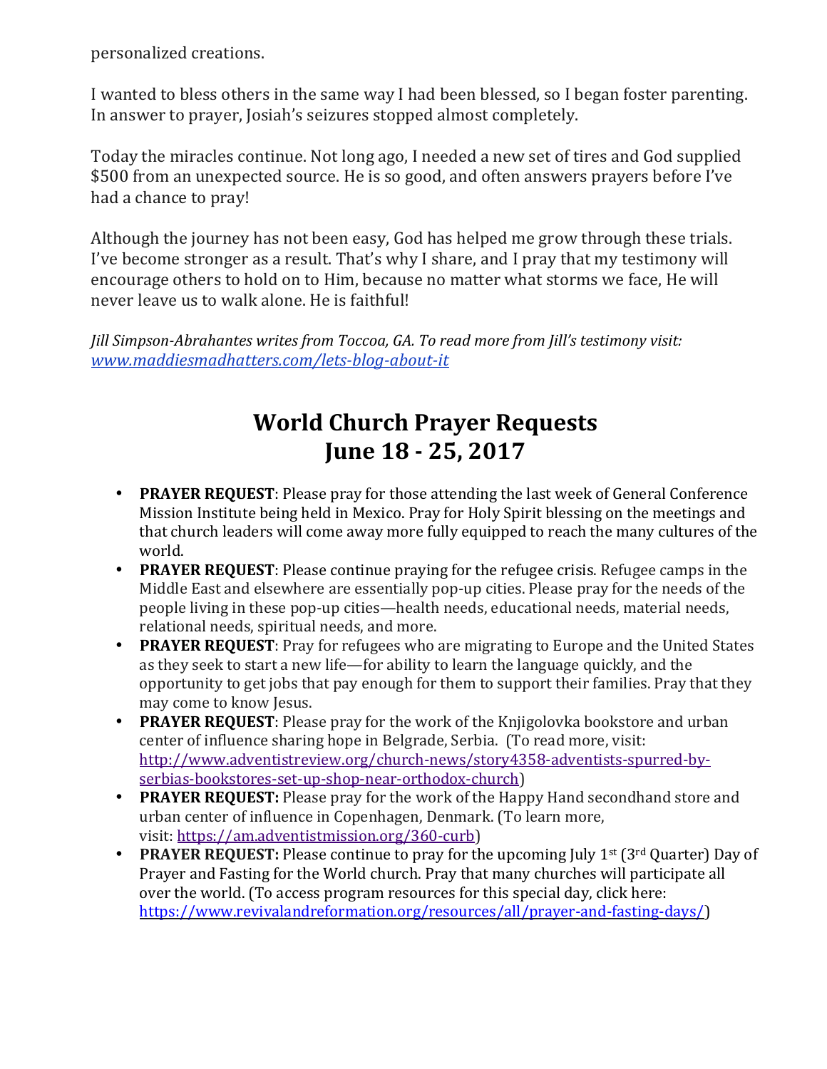personalized creations.

I wanted to bless others in the same way I had been blessed, so I began foster parenting. In answer to prayer, Josiah's seizures stopped almost completely.

Today the miracles continue. Not long ago, I needed a new set of tires and God supplied $500 from an unexpected source. He is so good, and often answers prayers before I've had a chance to pray!

Although the journey has not been easy, God has helped me grow through these trials. I've become stronger as a result. That's why I share, and I pray that my testimony will encourage others to hold on to Him, because no matter what storms we face, He will never leave us to walk alone. He is faithful!

*Jill Simpson-Abrahantes writes from Toccoa, GA. To read more from Jill's testimony visit:* *[www.maddiesmadhatters.com/lets-blog-about-it](www.maddiesmadhatters.com/lets-blog-about-it)*

# World Church Prayer Requests
# June 18 - 25, 2017

- **PRAYER REQUEST**: Please pray for those attending the last week of General Conference Mission Institute being held in Mexico. Pray for Holy Spirit blessing on the meetings and that church leaders will come away more fully equipped to reach the many cultures of the world.
- **PRAYER REQUEST**: Please continue praying for the refugee crisis. Refugee camps in the Middle East and elsewhere are essentially pop-up cities. Please pray for the needs of the people living in these pop-up cities—health needs, educational needs, material needs, relational needs, spiritual needs, and more.
- **PRAYER REQUEST**: Pray for refugees who are migrating to Europe and the United States as they seek to start a new life—for ability to learn the language quickly, and the opportunity to get jobs that pay enough for them to support their families. Pray that they may come to know Jesus.
- **PRAYER REQUEST**: Please pray for the work of the Knjigolovka bookstore and urban center of influence sharing hope in Belgrade, Serbia. (To read more, visit: [http://www.adventistreview.org/church-news/story4358-adventists-spurred-by-serbias-bookstores-set-up-shop-near-orthodox-church](http://www.adventistreview.org/church-news/story4358-adventists-spurred-by-serbias-bookstores-set-up-shop-near-orthodox-church))
- **PRAYER REQUEST:** Please pray for the work of the Happy Hand secondhand store and urban center of influence in Copenhagen, Denmark. (To learn more, visit: [https://am.adventistmission.org/360-curb](https://am.adventistmission.org/360-curb))
- **PRAYER REQUEST:** Please continue to pray for the upcoming July 1st (3rd Quarter) Day of Prayer and Fasting for the World church. Pray that many churches will participate all over the world. (To access program resources for this special day, click here: [https://www.revivalandreformation.org/resources/all/prayer-and-fasting-days/](https://www.revivalandreformation.org/resources/all/prayer-and-fasting-days/))